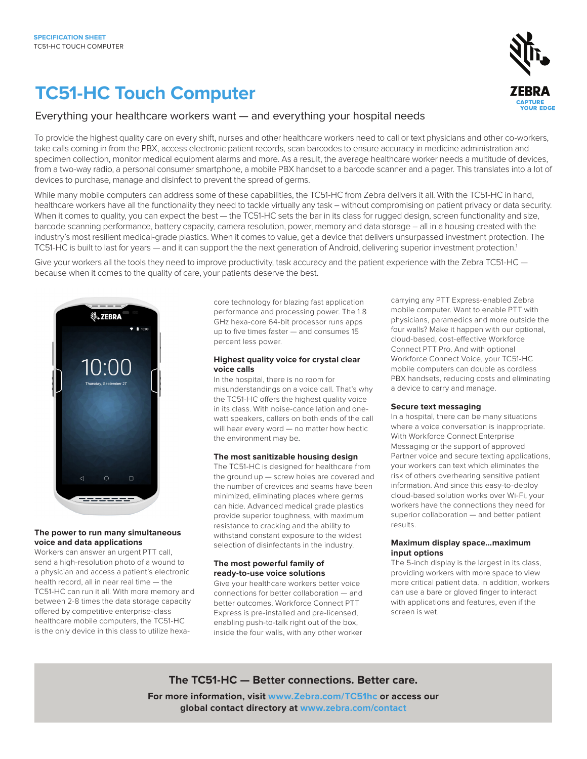SPECIFICATION SHEET
TC51-HC TOUCH COMPUTER

# TC51-HC Touch Computer

## Everything your healthcare workers want — and everything your hospital needs

To provide the highest quality care on every shift, nurses and other healthcare workers need to call or text physicians and other co-workers, take calls coming in from the PBX, access electronic patient records, scan barcodes to ensure accuracy in medicine administration and specimen collection, monitor medical equipment alarms and more. As a result, the average healthcare worker needs a multitude of devices, from a two-way radio, a personal consumer smartphone, a mobile PBX handset to a barcode scanner and a pager. This translates into a lot of devices to purchase, manage and disinfect to prevent the spread of germs.

While many mobile computers can address some of these capabilities, the TC51-HC from Zebra delivers it all. With the TC51-HC in hand, healthcare workers have all the functionality they need to tackle virtually any task – without compromising on patient privacy or data security. When it comes to quality, you can expect the best — the TC51-HC sets the bar in its class for rugged design, screen functionality and size, barcode scanning performance, battery capacity, camera resolution, power, memory and data storage – all in a housing created with the industry's most resilient medical-grade plastics. When it comes to value, get a device that delivers unsurpassed investment protection. The TC51-HC is built to last for years — and it can support the the next generation of Android, delivering superior investment protection.[1]

Give your workers all the tools they need to improve productivity, task accuracy and the patient experience with the Zebra TC51-HC — because when it comes to the quality of care, your patients deserve the best.

### The power to run many simultaneous voice and data applications

Workers can answer an urgent PTT call, send a high-resolution photo of a wound to a physician and access a patient's electronic health record, all in near real time — the TC51-HC can run it all. With more memory and between 2-8 times the data storage capacity offered by competitive enterprise-class healthcare mobile computers, the TC51-HC is the only device in this class to utilize hexa-core technology for blazing fast application performance and processing power. The 1.8 GHz hexa-core 64-bit processor runs apps up to five times faster — and consumes 15 percent less power.

### Highest quality voice for crystal clear voice calls

In the hospital, there is no room for misunderstandings on a voice call. That's why the TC51-HC offers the highest quality voice in its class. With noise-cancellation and one-watt speakers, callers on both ends of the call will hear every word — no matter how hectic the environment may be.

### The most sanitizable housing design

The TC51-HC is designed for healthcare from the ground up — screw holes are covered and the number of crevices and seams have been minimized, eliminating places where germs can hide. Advanced medical grade plastics provide superior toughness, with maximum resistance to cracking and the ability to withstand constant exposure to the widest selection of disinfectants in the industry.

### The most powerful family of ready-to-use voice solutions

Give your healthcare workers better voice connections for better collaboration — and better outcomes. Workforce Connect PTT Express is pre-installed and pre-licensed, enabling push-to-talk right out of the box, inside the four walls, with any other worker carrying any PTT Express-enabled Zebra mobile computer. Want to enable PTT with physicians, paramedics and more outside the four walls? Make it happen with our optional, cloud-based, cost-effective Workforce Connect PTT Pro. And with optional Workforce Connect Voice, your TC51-HC mobile computers can double as cordless PBX handsets, reducing costs and eliminating a device to carry and manage.

### Secure text messaging

In a hospital, there can be many situations where a voice conversation is inappropriate. With Workforce Connect Enterprise Messaging or the support of approved Partner voice and secure texting applications, your workers can text which eliminates the risk of others overhearing sensitive patient information. And since this easy-to-deploy cloud-based solution works over Wi-Fi, your workers have the connections they need for superior collaboration — and better patient results.

### Maximum display space...maximum input options

The 5-inch display is the largest in its class, providing workers with more space to view more critical patient data. In addition, workers can use a bare or gloved finger to interact with applications and features, even if the screen is wet.

**The TC51-HC — Better connections. Better care.**

**For more information, visit www.Zebra.com/TC51hc or access our global contact directory at www.zebra.com/contact**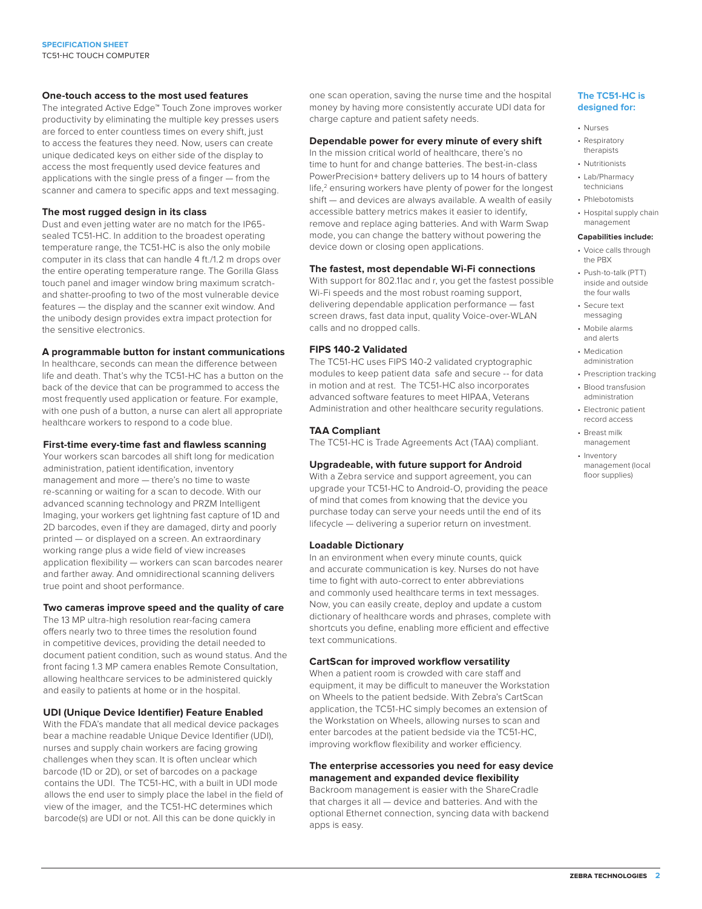### One-touch access to the most used features

The integrated Active Edge™ Touch Zone improves worker productivity by eliminating the multiple key presses users are forced to enter countless times on every shift, just to access the features they need. Now, users can create unique dedicated keys on either side of the display to access the most frequently used device features and applications with the single press of a finger — from the scanner and camera to specific apps and text messaging.

### The most rugged design in its class

Dust and even jetting water are no match for the IP65-sealed TC51-HC. In addition to the broadest operating temperature range, the TC51-HC is also the only mobile computer in its class that can handle 4 ft./1.2 m drops over the entire operating temperature range. The Gorilla Glass touch panel and imager window bring maximum scratch- and shatter-proofing to two of the most vulnerable device features — the display and the scanner exit window. And the unibody design provides extra impact protection for the sensitive electronics.

### A programmable button for instant communications

In healthcare, seconds can mean the difference between life and death. That's why the TC51-HC has a button on the back of the device that can be programmed to access the most frequently used application or feature. For example, with one push of a button, a nurse can alert all appropriate healthcare workers to respond to a code blue.

### First-time every-time fast and flawless scanning

Your workers scan barcodes all shift long for medication administration, patient identification, inventory management and more — there's no time to waste re-scanning or waiting for a scan to decode. With our advanced scanning technology and PRZM Intelligent Imaging, your workers get lightning fast capture of 1D and 2D barcodes, even if they are damaged, dirty and poorly printed — or displayed on a screen. An extraordinary working range plus a wide field of view increases application flexibility — workers can scan barcodes nearer and farther away. And omnidirectional scanning delivers true point and shoot performance.

### Two cameras improve speed and the quality of care

The 13 MP ultra-high resolution rear-facing camera offers nearly two to three times the resolution found in competitive devices, providing the detail needed to document patient condition, such as wound status. And the front facing 1.3 MP camera enables Remote Consultation, allowing healthcare services to be administered quickly and easily to patients at home or in the hospital.

### UDI (Unique Device Identifier) Feature Enabled

With the FDA's mandate that all medical device packages bear a machine readable Unique Device Identifier (UDI), nurses and supply chain workers are facing growing challenges when they scan. It is often unclear which barcode (1D or 2D), or set of barcodes on a package contains the UDI. The TC51-HC, with a built in UDI mode allows the end user to simply place the label in the field of view of the imager, and the TC51-HC determines which barcode(s) are UDI or not. All this can be done quickly in one scan operation, saving the nurse time and the hospital money by having more consistently accurate UDI data for charge capture and patient safety needs.

### Dependable power for every minute of every shift

In the mission critical world of healthcare, there's no time to hunt for and change batteries. The best-in-class PowerPrecision+ battery delivers up to 14 hours of battery life,[2] ensuring workers have plenty of power for the longest shift — and devices are always available. A wealth of easily accessible battery metrics makes it easier to identify, remove and replace aging batteries. And with Warm Swap mode, you can change the battery without powering the device down or closing open applications.

### The fastest, most dependable Wi-Fi connections

With support for 802.11ac and r, you get the fastest possible Wi-Fi speeds and the most robust roaming support, delivering dependable application performance — fast screen draws, fast data input, quality Voice-over-WLAN calls and no dropped calls.

### FIPS 140-2 Validated

The TC51-HC uses FIPS 140-2 validated cryptographic modules to keep patient data safe and secure -- for data in motion and at rest. The TC51-HC also incorporates advanced software features to meet HIPAA, Veterans Administration and other healthcare security regulations.

### TAA Compliant

The TC51-HC is Trade Agreements Act (TAA) compliant.

### Upgradeable, with future support for Android

With a Zebra service and support agreement, you can upgrade your TC51-HC to Android-O, providing the peace of mind that comes from knowing that the device you purchase today can serve your needs until the end of its lifecycle — delivering a superior return on investment.

### Loadable Dictionary

In an environment when every minute counts, quick and accurate communication is key. Nurses do not have time to fight with auto-correct to enter abbreviations and commonly used healthcare terms in text messages. Now, you can easily create, deploy and update a custom dictionary of healthcare words and phrases, complete with shortcuts you define, enabling more efficient and effective text communications.

### CartScan for improved workflow versatility

When a patient room is crowded with care staff and equipment, it may be difficult to maneuver the Workstation on Wheels to the patient bedside. With Zebra's CartScan application, the TC51-HC simply becomes an extension of the Workstation on Wheels, allowing nurses to scan and enter barcodes at the patient bedside via the TC51-HC, improving workflow flexibility and worker efficiency.

### The enterprise accessories you need for easy device management and expanded device flexibility

Backroom management is easier with the ShareCradle that charges it all — device and batteries. And with the optional Ethernet connection, syncing data with backend apps is easy.

### The TC51-HC is designed for:

- Nurses
- Respiratory therapists
- Nutritionists
- Lab/Pharmacy technicians
- Phlebotomists
- Hospital supply chain management

**Capabilities include:**

- Voice calls through the PBX
- Push-to-talk (PTT) inside and outside the four walls
- Secure text messaging
- Mobile alarms and alerts
- Medication administration
- Prescription tracking
- Blood transfusion administration
- Electronic patient record access
- Breast milk management
- Inventory management (local floor supplies)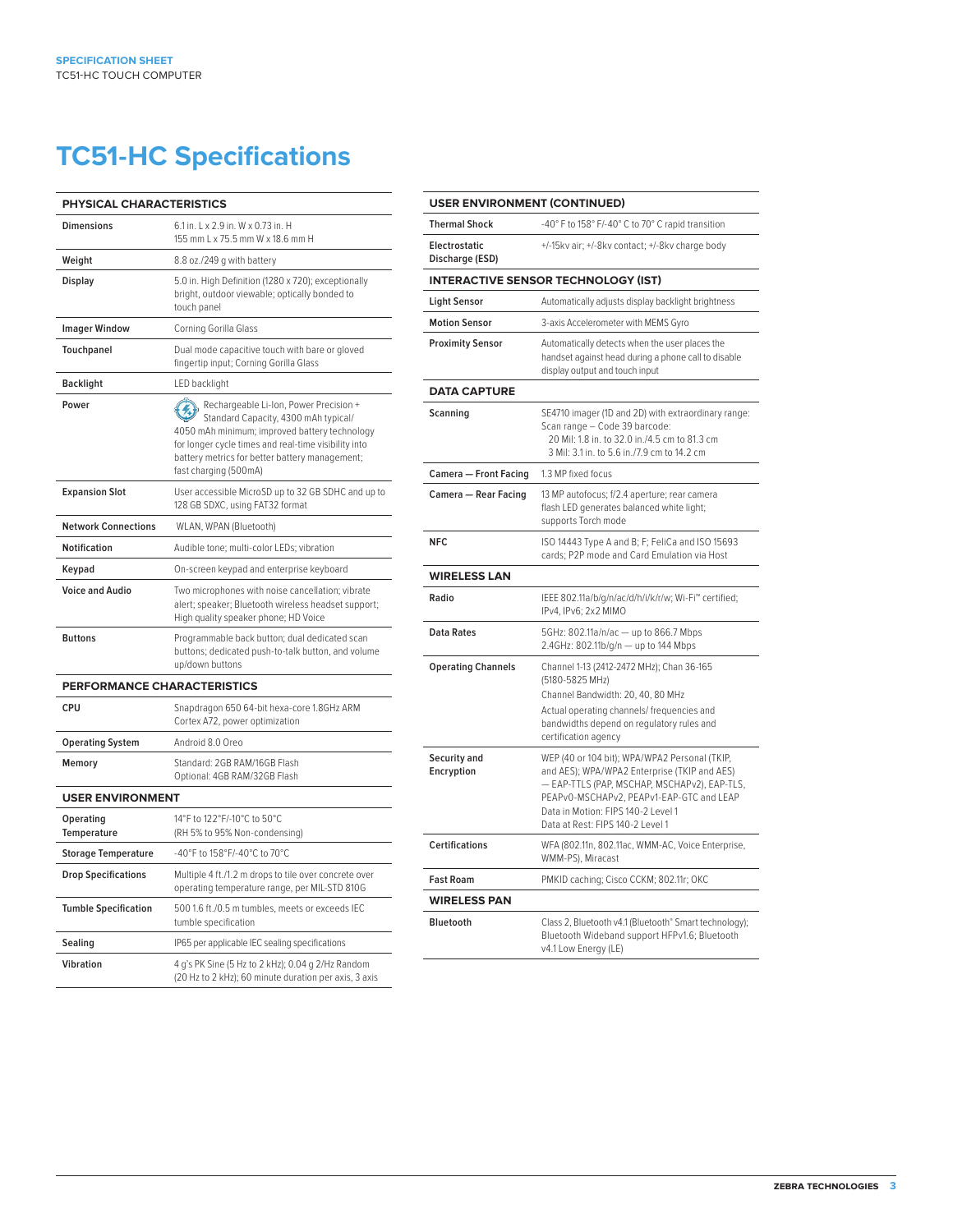# TC51-HC Specifications

| PHYSICAL CHARACTERISTICS | |
|---|---|
| **Dimensions** | 6.1 in. L x 2.9 in. W x 0.73 in. H<br>155 mm L x 75.5 mm W x 18.6 mm H |
| **Weight** | 8.8 oz./249 g with battery |
| **Display** | 5.0 in. High Definition (1280 x 720); exceptionally bright, outdoor viewable; optically bonded to touch panel |
| **Imager Window** | Corning Gorilla Glass |
| **Touchpanel** | Dual mode capacitive touch with bare or gloved fingertip input; Corning Gorilla Glass |
| **Backlight** | LED backlight |
| **Power** | Rechargeable Li-Ion, Power Precision + Standard Capacity, 4300 mAh typical/ 4050 mAh minimum; improved battery technology for longer cycle times and real-time visibility into battery metrics for better battery management; fast charging (500mA) |
| **Expansion Slot** | User accessible MicroSD up to 32 GB SDHC and up to 128 GB SDXC, using FAT32 format |
| **Network Connections** | WLAN, WPAN (Bluetooth) |
| **Notification** | Audible tone; multi-color LEDs; vibration |
| **Keypad** | On-screen keypad and enterprise keyboard |
| **Voice and Audio** | Two microphones with noise cancellation; vibrate alert; speaker; Bluetooth wireless headset support; High quality speaker phone; HD Voice |
| **Buttons** | Programmable back button; dual dedicated scan buttons; dedicated push-to-talk button, and volume up/down buttons |

| PERFORMANCE CHARACTERISTICS | |
|---|---|
| **CPU** | Snapdragon 650 64-bit hexa-core 1.8GHz ARM Cortex A72, power optimization |
| **Operating System** | Android 8.0 Oreo |
| **Memory** | Standard: 2GB RAM/16GB Flash<br>Optional: 4GB RAM/32GB Flash |

| USER ENVIRONMENT | |
|---|---|
| **Operating Temperature** | 14°F to 122°F/-10°C to 50°C<br>(RH 5% to 95% Non-condensing) |
| **Storage Temperature** | -40°F to 158°F/-40°C to 70°C |
| **Drop Specifications** | Multiple 4 ft./1.2 m drops to tile over concrete over operating temperature range, per MIL-STD 810G |
| **Tumble Specification** | 500 1.6 ft./0.5 m tumbles, meets or exceeds IEC tumble specification |
| **Sealing** | IP65 per applicable IEC sealing specifications |
| **Vibration** | 4 g's PK Sine (5 Hz to 2 kHz); 0.04 g 2/Hz Random (20 Hz to 2 kHz); 60 minute duration per axis, 3 axis |

| USER ENVIRONMENT (CONTINUED) | |
|---|---|
| **Thermal Shock** | -40° F to 158° F/-40° C to 70° C rapid transition |
| **Electrostatic Discharge (ESD)** | +/-15kv air; +/-8kv contact; +/-8kv charge body |

| INTERACTIVE SENSOR TECHNOLOGY (IST) | |
|---|---|
| **Light Sensor** | Automatically adjusts display backlight brightness |
| **Motion Sensor** | 3-axis Accelerometer with MEMS Gyro |
| **Proximity Sensor** | Automatically detects when the user places the handset against head during a phone call to disable display output and touch input |

| DATA CAPTURE | |
|---|---|
| **Scanning** | SE4710 imager (1D and 2D) with extraordinary range: Scan range – Code 39 barcode:<br>20 Mil: 1.8 in. to 32.0 in./4.5 cm to 81.3 cm<br>3 Mil: 3.1 in. to 5.6 in./7.9 cm to 14.2 cm |
| **Camera — Front Facing** | 1.3 MP fixed focus |
| **Camera — Rear Facing** | 13 MP autofocus; f/2.4 aperture; rear camera flash LED generates balanced white light; supports Torch mode |
| **NFC** | ISO 14443 Type A and B; F; FeliCa and ISO 15693 cards; P2P mode and Card Emulation via Host |

| WIRELESS LAN | |
|---|---|
| **Radio** | IEEE 802.11a/b/g/n/ac/d/h/i/k/r/w; Wi-Fi™ certified; IPv4, IPv6; 2x2 MIMO |
| **Data Rates** | 5GHz: 802.11a/n/ac — up to 866.7 Mbps<br>2.4GHz: 802.11b/g/n — up to 144 Mbps |
| **Operating Channels** | Channel 1-13 (2412-2472 MHz); Chan 36-165 (5180-5825 MHz)<br>Channel Bandwidth: 20, 40, 80 MHz<br>Actual operating channels/ frequencies and bandwidths depend on regulatory rules and certification agency |
| **Security and Encryption** | WEP (40 or 104 bit); WPA/WPA2 Personal (TKIP, and AES); WPA/WPA2 Enterprise (TKIP and AES) — EAP-TTLS (PAP, MSCHAP, MSCHAPv2), EAP-TLS, PEAPv0-MSCHAPv2, PEAPv1-EAP-GTC and LEAP<br>Data in Motion: FIPS 140-2 Level 1<br>Data at Rest: FIPS 140-2 Level 1 |
| **Certifications** | WFA (802.11n, 802.11ac, WMM-AC, Voice Enterprise, WMM-PS), Miracast |
| **Fast Roam** | PMKID caching; Cisco CCKM; 802.11r; OKC |

| WIRELESS PAN | |
|---|---|
| **Bluetooth** | Class 2, Bluetooth v4.1 (Bluetooth® Smart technology); Bluetooth Wideband support HFPv1.6; Bluetooth v4.1 Low Energy (LE) |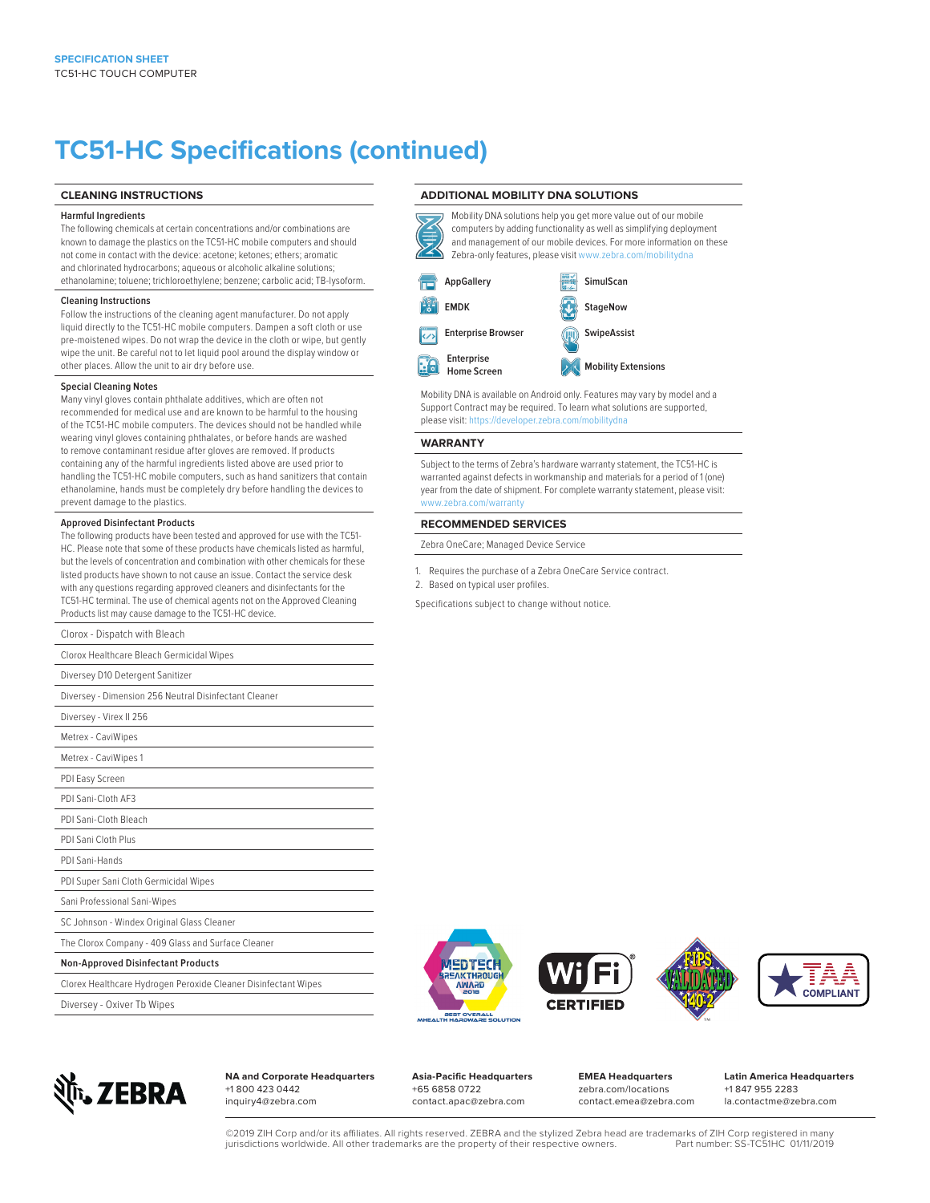# TC51-HC Specifications (continued)

## CLEANING INSTRUCTIONS

### Harmful Ingredients

The following chemicals at certain concentrations and/or combinations are known to damage the plastics on the TC51-HC mobile computers and should not come in contact with the device: acetone; ketones; ethers; aromatic and chlorinated hydrocarbons; aqueous or alcoholic alkaline solutions; ethanolamine; toluene; trichloroethylene; benzene; carbolic acid; TB-lysoform.

### Cleaning Instructions

Follow the instructions of the cleaning agent manufacturer. Do not apply liquid directly to the TC51-HC mobile computers. Dampen a soft cloth or use pre-moistened wipes. Do not wrap the device in the cloth or wipe, but gently wipe the unit. Be careful not to let liquid pool around the display window or other places. Allow the unit to air dry before use.

### Special Cleaning Notes

Many vinyl gloves contain phthalate additives, which are often not recommended for medical use and are known to be harmful to the housing of the TC51-HC mobile computers. The devices should not be handled while wearing vinyl gloves containing phthalates, or before hands are washed to remove contaminant residue after gloves are removed. If products containing any of the harmful ingredients listed above are used prior to handling the TC51-HC mobile computers, such as hand sanitizers that contain ethanolamine, hands must be completely dry before handling the devices to prevent damage to the plastics.

### Approved Disinfectant Products

The following products have been tested and approved for use with the TC51-HC. Please note that some of these products have chemicals listed as harmful, but the levels of concentration and combination with other chemicals for these listed products have shown to not cause an issue. Contact the service desk with any questions regarding approved cleaners and disinfectants for the TC51-HC terminal. The use of chemical agents not on the Approved Cleaning Products list may cause damage to the TC51-HC device.

- Clorox - Dispatch with Bleach
- Clorox Healthcare Bleach Germicidal Wipes
- Diversey D10 Detergent Sanitizer
- Diversey - Dimension 256 Neutral Disinfectant Cleaner
- Diversey - Virex II 256
- Metrex - CaviWipes
- Metrex - CaviWipes 1
- PDI Easy Screen
- PDI Sani-Cloth AF3
- PDI Sani-Cloth Bleach
- PDI Sani Cloth Plus
- PDI Sani-Hands
- PDI Super Sani Cloth Germicidal Wipes
- Sani Professional Sani-Wipes
- SC Johnson - Windex Original Glass Cleaner
- The Clorox Company - 409 Glass and Surface Cleaner

### Non-Approved Disinfectant Products

- Clorex Healthcare Hydrogen Peroxide Cleaner Disinfectant Wipes
- Diversey - Oxiver Tb Wipes

## ADDITIONAL MOBILITY DNA SOLUTIONS

Mobility DNA solutions help you get more value out of our mobile computers by adding functionality as well as simplifying deployment and management of our mobile devices. For more information on these Zebra-only features, please visit www.zebra.com/mobilitydna

- AppGallery
- EMDK
- Enterprise Browser
- Enterprise Home Screen
- SimulScan
- StageNow
- SwipeAssist
- Mobility Extensions

Mobility DNA is available on Android only. Features may vary by model and a Support Contract may be required. To learn what solutions are supported, please visit: https://developer.zebra.com/mobilitydna

## WARRANTY

Subject to the terms of Zebra's hardware warranty statement, the TC51-HC is warranted against defects in workmanship and materials for a period of 1 (one) year from the date of shipment. For complete warranty statement, please visit: www.zebra.com/warranty

## RECOMMENDED SERVICES

Zebra OneCare; Managed Device Service

1. Requires the purchase of a Zebra OneCare Service contract.
2. Based on typical user profiles.

Specifications subject to change without notice.

MEDTECH BREAKTHROUGH AWARD 2018 BEST OVERALL MHEALTH HARDWARE SOLUTION

Wi-Fi CERTIFIED

FIPS VALIDATED 140-2

TAA COMPLIANT

**NA and Corporate Headquarters**
+1 800 423 0442
inquiry4@zebra.com

**Asia-Pacific Headquarters**
+65 6858 0722
contact.apac@zebra.com

**EMEA Headquarters**
zebra.com/locations
contact.emea@zebra.com

**Latin America Headquarters**
+1 847 955 2283
la.contactme@zebra.com

©2019 ZIH Corp and/or its affiliates. All rights reserved. ZEBRA and the stylized Zebra head are trademarks of ZIH Corp registered in many jurisdictions worldwide. All other trademarks are the property of their respective owners. Part number: SS-TC51HC 01/11/2019